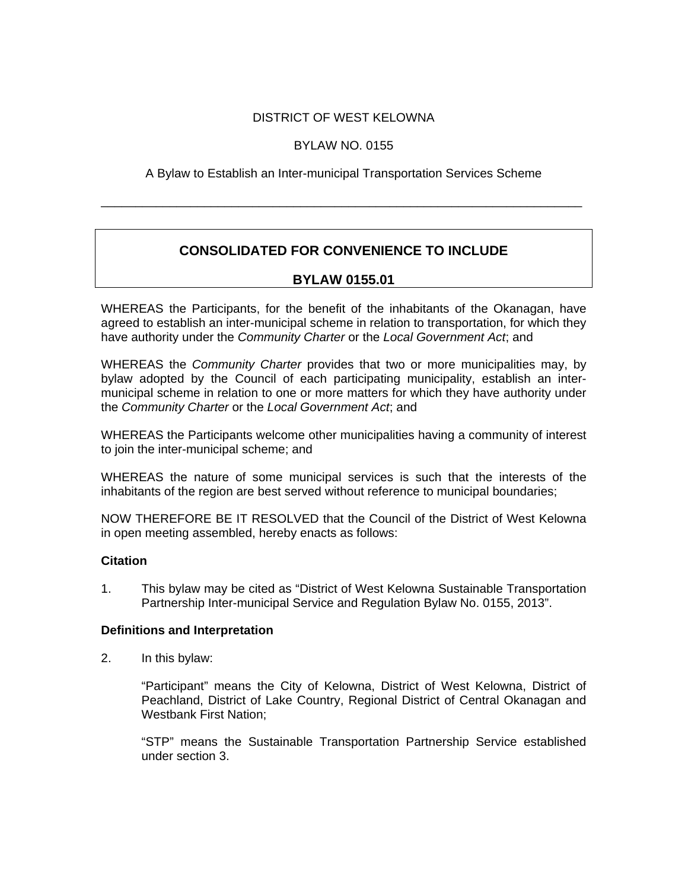DISTRICT OF WEST KELOWNA

BYLAW NO. 0155

A Bylaw to Establish an Inter-municipal Transportation Services Scheme

---

**CONSOLIDATED FOR CONVENIENCE TO INCLUDE**

**BYLAW 0155.01**

WHEREAS the Participants, for the benefit of the inhabitants of the Okanagan, have agreed to establish an inter-municipal scheme in relation to transportation, for which they have authority under the *Community Charter* or the *Local Government Act*; and

WHEREAS the *Community Charter* provides that two or more municipalities may, by bylaw adopted by the Council of each participating municipality, establish an inter-municipal scheme in relation to one or more matters for which they have authority under the *Community Charter* or the *Local Government Act*; and

WHEREAS the Participants welcome other municipalities having a community of interest to join the inter-municipal scheme; and

WHEREAS the nature of some municipal services is such that the interests of the inhabitants of the region are best served without reference to municipal boundaries;

NOW THEREFORE BE IT RESOLVED that the Council of the District of West Kelowna in open meeting assembled, hereby enacts as follows:

**Citation**

1. This bylaw may be cited as "District of West Kelowna Sustainable Transportation Partnership Inter-municipal Service and Regulation Bylaw No. 0155, 2013".

**Definitions and Interpretation**

2. In this bylaw:

   "Participant" means the City of Kelowna, District of West Kelowna, District of Peachland, District of Lake Country, Regional District of Central Okanagan and Westbank First Nation;

   "STP" means the Sustainable Transportation Partnership Service established under section 3.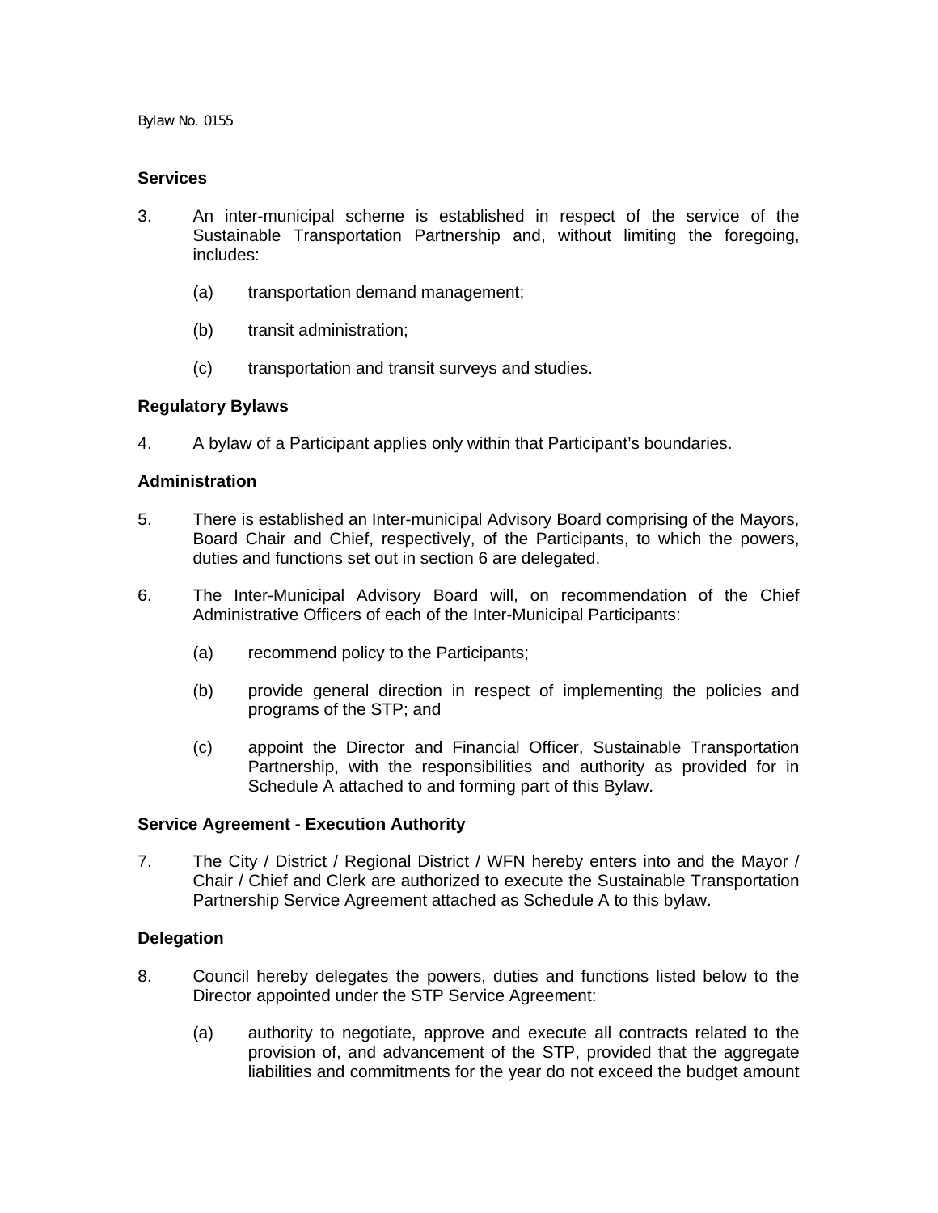### Services

3. An inter-municipal scheme is established in respect of the service of the Sustainable Transportation Partnership and, without limiting the foregoing, includes:

   (a) transportation demand management;

   (b) transit administration;

   (c) transportation and transit surveys and studies.

### Regulatory Bylaws

4. A bylaw of a Participant applies only within that Participant's boundaries.

### Administration

5. There is established an Inter-municipal Advisory Board comprising of the Mayors, Board Chair and Chief, respectively, of the Participants, to which the powers, duties and functions set out in section 6 are delegated.

6. The Inter-Municipal Advisory Board will, on recommendation of the Chief Administrative Officers of each of the Inter-Municipal Participants:

   (a) recommend policy to the Participants;

   (b) provide general direction in respect of implementing the policies and programs of the STP; and

   (c) appoint the Director and Financial Officer, Sustainable Transportation Partnership, with the responsibilities and authority as provided for in Schedule A attached to and forming part of this Bylaw.

### Service Agreement - Execution Authority

7. The City / District / Regional District / WFN hereby enters into and the Mayor / Chair / Chief and Clerk are authorized to execute the Sustainable Transportation Partnership Service Agreement attached as Schedule A to this bylaw.

### Delegation

8. Council hereby delegates the powers, duties and functions listed below to the Director appointed under the STP Service Agreement:

   (a) authority to negotiate, approve and execute all contracts related to the provision of, and advancement of the STP, provided that the aggregate liabilities and commitments for the year do not exceed the budget amount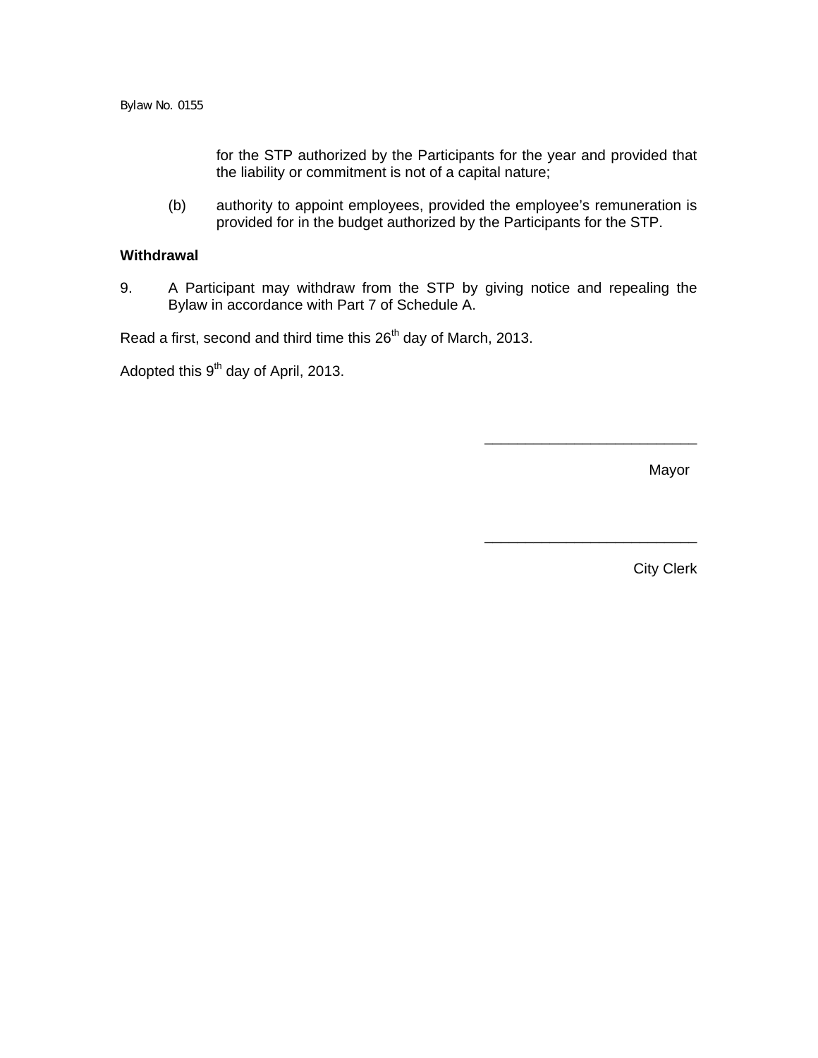for the STP authorized by the Participants for the year and provided that the liability or commitment is not of a capital nature;

(b) authority to appoint employees, provided the employee's remuneration is provided for in the budget authorized by the Participants for the STP.

**Withdrawal**

9. A Participant may withdraw from the STP by giving notice and repealing the Bylaw in accordance with Part 7 of Schedule A.

Read a first, second and third time this 26th day of March, 2013.

Adopted this 9th day of April, 2013.

___________________________

Mayor

___________________________

City Clerk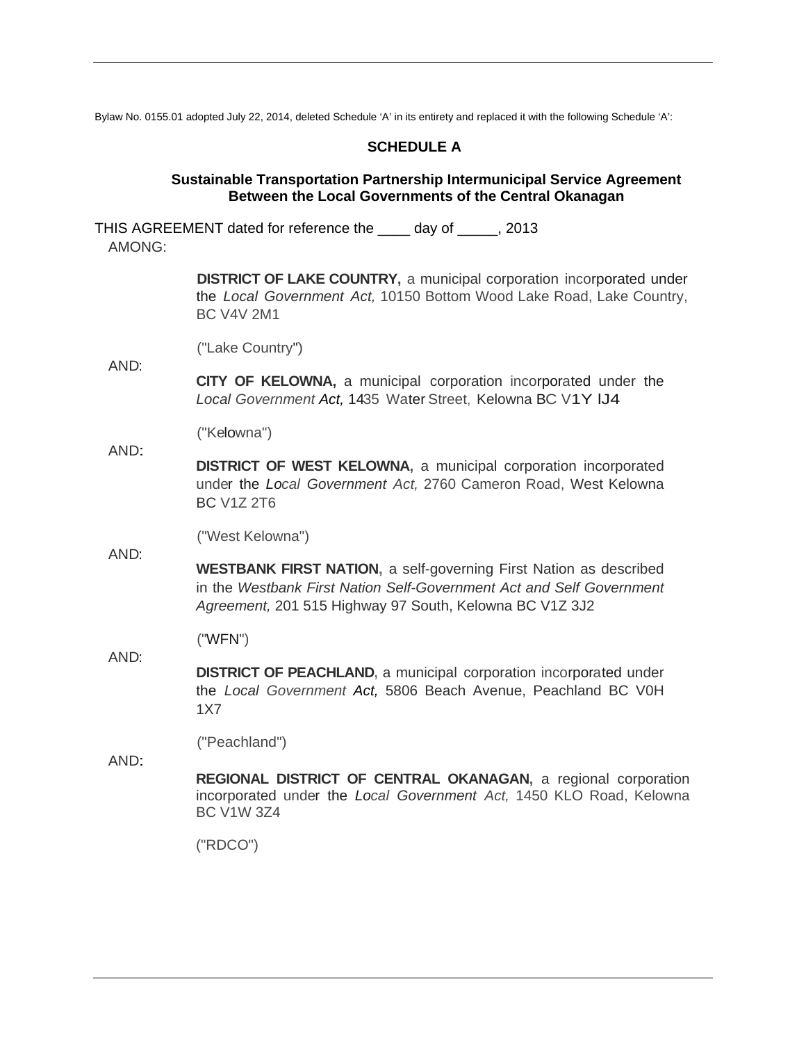Bylaw No. 0155.01 adopted July 22, 2014, deleted Schedule 'A' in its entirety and replaced it with the following Schedule 'A':

## SCHEDULE A

### Sustainable Transportation Partnership Intermunicipal Service Agreement Between the Local Governments of the Central Okanagan

THIS AGREEMENT dated for reference the ____ day of _____, 2013

AMONG:

**DISTRICT OF LAKE COUNTRY,** a municipal corporation incorporated under the *Local Government Act,* 10150 Bottom Wood Lake Road, Lake Country, BC V4V 2M1

("Lake Country")

AND:

**CITY OF KELOWNA,** a municipal corporation incorporated under the *Local Government Act,* 1435 Water Street, Kelowna BC V1Y lJ4

("Kelowna")

AND:

**DISTRICT OF WEST KELOWNA,** a municipal corporation incorporated under the *Local Government Act,* 2760 Cameron Road, West Kelowna BC V1Z 2T6

("West Kelowna")

AND:

**WESTBANK FIRST NATION,** a self-governing First Nation as described in the *Westbank First Nation Self-Government Act and Self Government Agreement,* 201 515 Highway 97 South, Kelowna BC V1Z 3J2

("WFN")

AND:

**DISTRICT OF PEACHLAND**, a municipal corporation incorporated under the *Local Government Act,* 5806 Beach Avenue, Peachland BC V0H 1X7

("Peachland")

AND:

**REGIONAL DISTRICT OF CENTRAL OKANAGAN,** a regional corporation incorporated under the *Local Government Act,* 1450 KLO Road, Kelowna BC V1W 3Z4

("RDCO")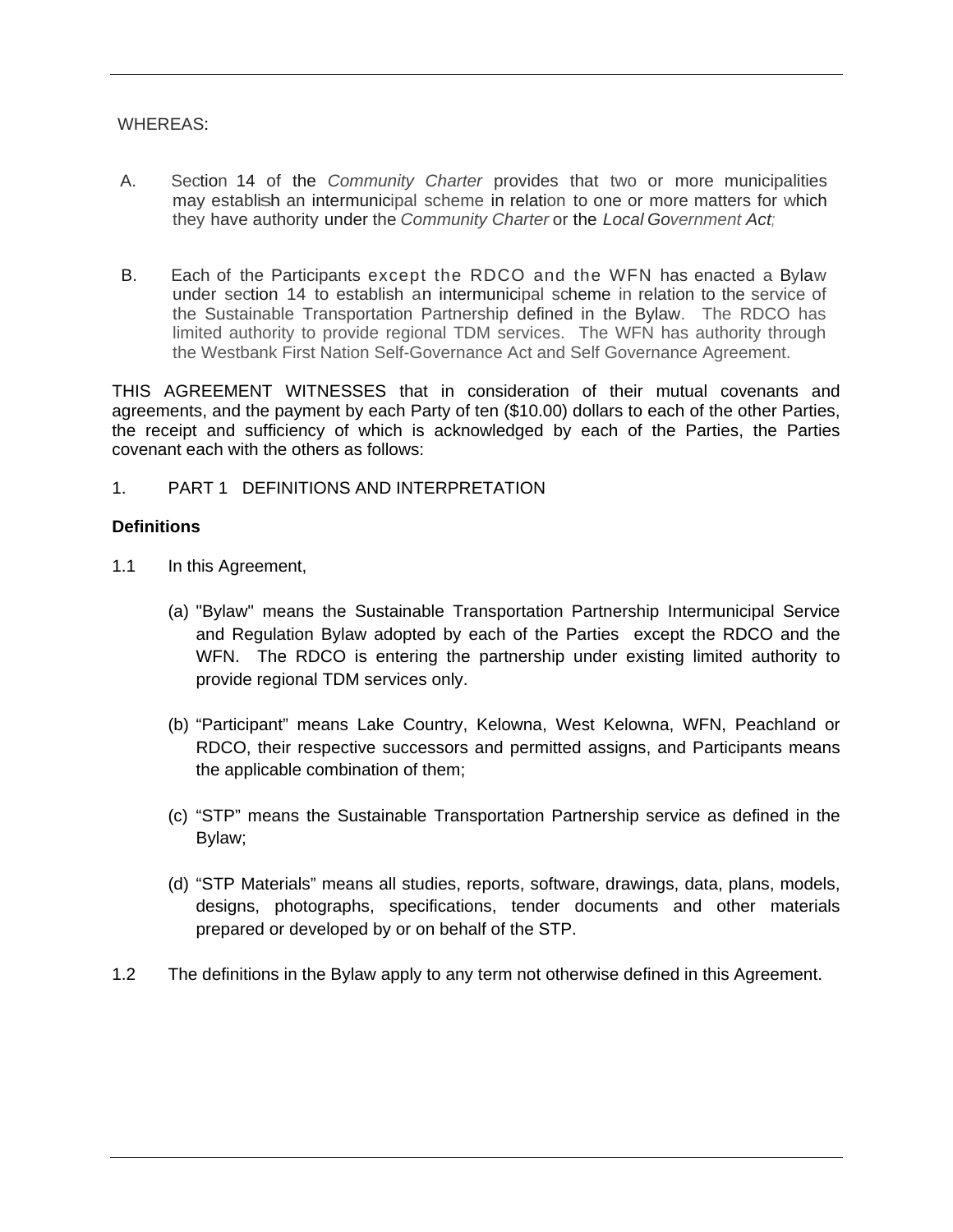WHEREAS:

A. Section 14 of the *Community Charter* provides that two or more municipalities may establish an intermunicipal scheme in relation to one or more matters for which they have authority under the *Community Charter* or the *Local Government Act;*

B. Each of the Participants except the RDCO and the WFN has enacted a Bylaw under section 14 to establish an intermunicipal scheme in relation to the service of the Sustainable Transportation Partnership defined in the Bylaw. The RDCO has limited authority to provide regional TDM services. The WFN has authority through the Westbank First Nation Self-Governance Act and Self Governance Agreement.

THIS AGREEMENT WITNESSES that in consideration of their mutual covenants and agreements, and the payment by each Party of ten ($10.00) dollars to each of the other Parties, the receipt and sufficiency of which is acknowledged by each of the Parties, the Parties covenant each with the others as follows:

1. PART 1 DEFINITIONS AND INTERPRETATION

**Definitions**

1.1 In this Agreement,

(a) "Bylaw" means the Sustainable Transportation Partnership Intermunicipal Service and Regulation Bylaw adopted by each of the Parties except the RDCO and the WFN. The RDCO is entering the partnership under existing limited authority to provide regional TDM services only.

(b) “Participant” means Lake Country, Kelowna, West Kelowna, WFN, Peachland or RDCO, their respective successors and permitted assigns, and Participants means the applicable combination of them;

(c) “STP” means the Sustainable Transportation Partnership service as defined in the Bylaw;

(d) “STP Materials” means all studies, reports, software, drawings, data, plans, models, designs, photographs, specifications, tender documents and other materials prepared or developed by or on behalf of the STP.

1.2 The definitions in the Bylaw apply to any term not otherwise defined in this Agreement.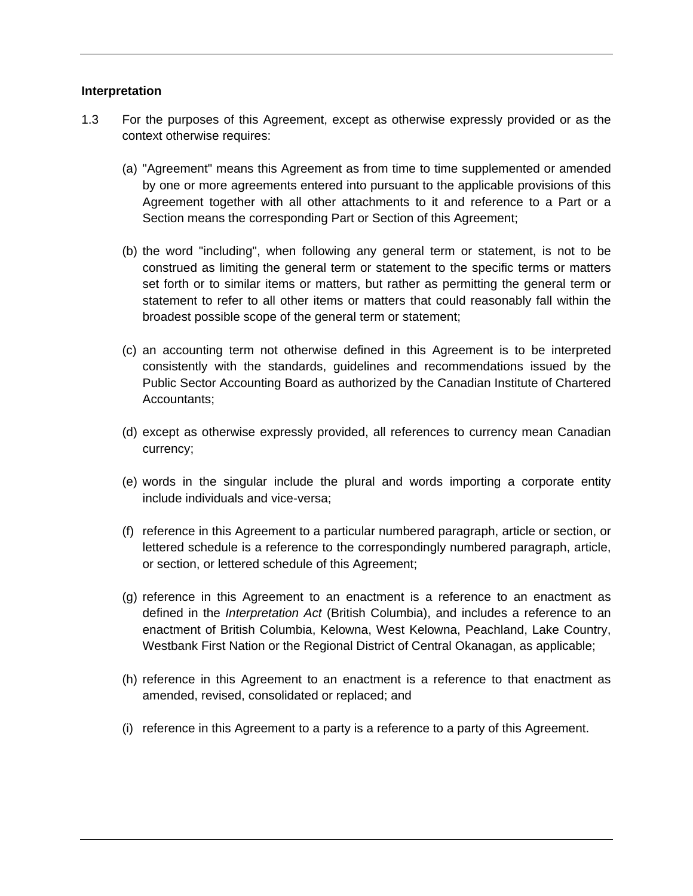**Interpretation**

1.3 For the purposes of this Agreement, except as otherwise expressly provided or as the context otherwise requires:

(a) "Agreement" means this Agreement as from time to time supplemented or amended by one or more agreements entered into pursuant to the applicable provisions of this Agreement together with all other attachments to it and reference to a Part or a Section means the corresponding Part or Section of this Agreement;

(b) the word "including", when following any general term or statement, is not to be construed as limiting the general term or statement to the specific terms or matters set forth or to similar items or matters, but rather as permitting the general term or statement to refer to all other items or matters that could reasonably fall within the broadest possible scope of the general term or statement;

(c) an accounting term not otherwise defined in this Agreement is to be interpreted consistently with the standards, guidelines and recommendations issued by the Public Sector Accounting Board as authorized by the Canadian Institute of Chartered Accountants;

(d) except as otherwise expressly provided, all references to currency mean Canadian currency;

(e) words in the singular include the plural and words importing a corporate entity include individuals and vice-versa;

(f) reference in this Agreement to a particular numbered paragraph, article or section, or lettered schedule is a reference to the correspondingly numbered paragraph, article, or section, or lettered schedule of this Agreement;

(g) reference in this Agreement to an enactment is a reference to an enactment as defined in the *Interpretation Act* (British Columbia), and includes a reference to an enactment of British Columbia, Kelowna, West Kelowna, Peachland, Lake Country, Westbank First Nation or the Regional District of Central Okanagan, as applicable;

(h) reference in this Agreement to an enactment is a reference to that enactment as amended, revised, consolidated or replaced; and

(i) reference in this Agreement to a party is a reference to a party of this Agreement.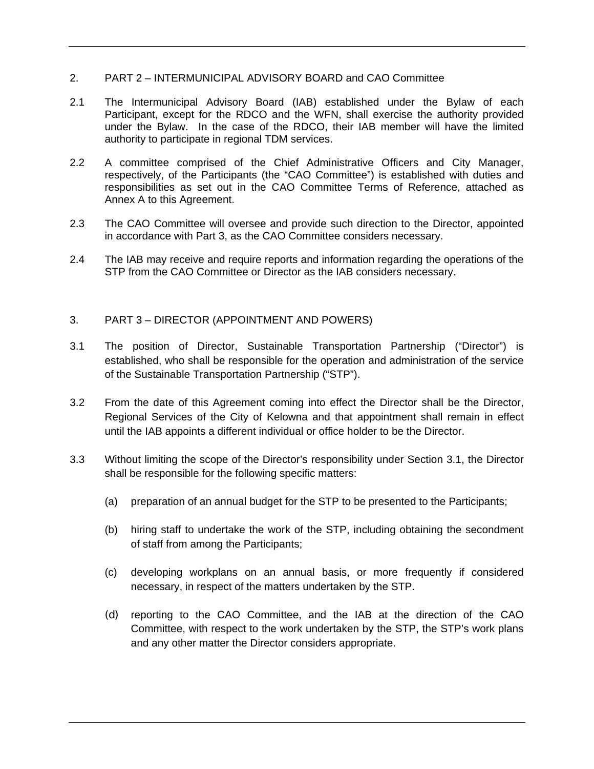## 2. PART 2 – INTERMUNICIPAL ADVISORY BOARD and CAO Committee

2.1 The Intermunicipal Advisory Board (IAB) established under the Bylaw of each Participant, except for the RDCO and the WFN, shall exercise the authority provided under the Bylaw. In the case of the RDCO, their IAB member will have the limited authority to participate in regional TDM services.

2.2 A committee comprised of the Chief Administrative Officers and City Manager, respectively, of the Participants (the "CAO Committee") is established with duties and responsibilities as set out in the CAO Committee Terms of Reference, attached as Annex A to this Agreement.

2.3 The CAO Committee will oversee and provide such direction to the Director, appointed in accordance with Part 3, as the CAO Committee considers necessary.

2.4 The IAB may receive and require reports and information regarding the operations of the STP from the CAO Committee or Director as the IAB considers necessary.

## 3. PART 3 – DIRECTOR (APPOINTMENT AND POWERS)

3.1 The position of Director, Sustainable Transportation Partnership ("Director") is established, who shall be responsible for the operation and administration of the service of the Sustainable Transportation Partnership ("STP").

3.2 From the date of this Agreement coming into effect the Director shall be the Director, Regional Services of the City of Kelowna and that appointment shall remain in effect until the IAB appoints a different individual or office holder to be the Director.

3.3 Without limiting the scope of the Director's responsibility under Section 3.1, the Director shall be responsible for the following specific matters:

(a) preparation of an annual budget for the STP to be presented to the Participants;

(b) hiring staff to undertake the work of the STP, including obtaining the secondment of staff from among the Participants;

(c) developing workplans on an annual basis, or more frequently if considered necessary, in respect of the matters undertaken by the STP.

(d) reporting to the CAO Committee, and the IAB at the direction of the CAO Committee, with respect to the work undertaken by the STP, the STP's work plans and any other matter the Director considers appropriate.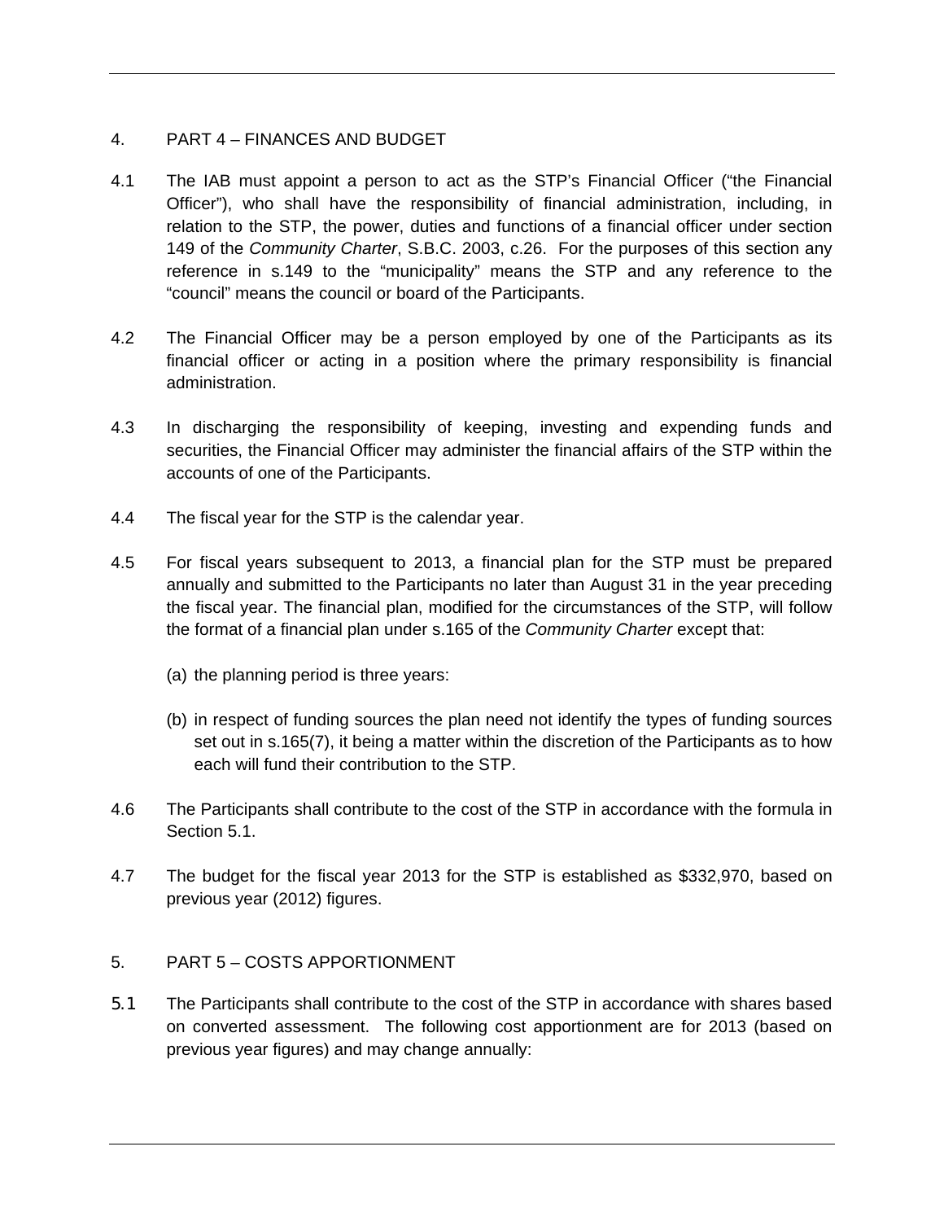## 4. PART 4 – FINANCES AND BUDGET

4.1 The IAB must appoint a person to act as the STP's Financial Officer ("the Financial Officer"), who shall have the responsibility of financial administration, including, in relation to the STP, the power, duties and functions of a financial officer under section 149 of the *Community Charter*, S.B.C. 2003, c.26. For the purposes of this section any reference in s.149 to the "municipality" means the STP and any reference to the "council" means the council or board of the Participants.

4.2 The Financial Officer may be a person employed by one of the Participants as its financial officer or acting in a position where the primary responsibility is financial administration.

4.3 In discharging the responsibility of keeping, investing and expending funds and securities, the Financial Officer may administer the financial affairs of the STP within the accounts of one of the Participants.

4.4 The fiscal year for the STP is the calendar year.

4.5 For fiscal years subsequent to 2013, a financial plan for the STP must be prepared annually and submitted to the Participants no later than August 31 in the year preceding the fiscal year. The financial plan, modified for the circumstances of the STP, will follow the format of a financial plan under s.165 of the *Community Charter* except that:

(a) the planning period is three years:

(b) in respect of funding sources the plan need not identify the types of funding sources set out in s.165(7), it being a matter within the discretion of the Participants as to how each will fund their contribution to the STP.

4.6 The Participants shall contribute to the cost of the STP in accordance with the formula in Section 5.1.

4.7 The budget for the fiscal year 2013 for the STP is established as $332,970, based on previous year (2012) figures.

## 5. PART 5 – COSTS APPORTIONMENT

5.1 The Participants shall contribute to the cost of the STP in accordance with shares based on converted assessment. The following cost apportionment are for 2013 (based on previous year figures) and may change annually: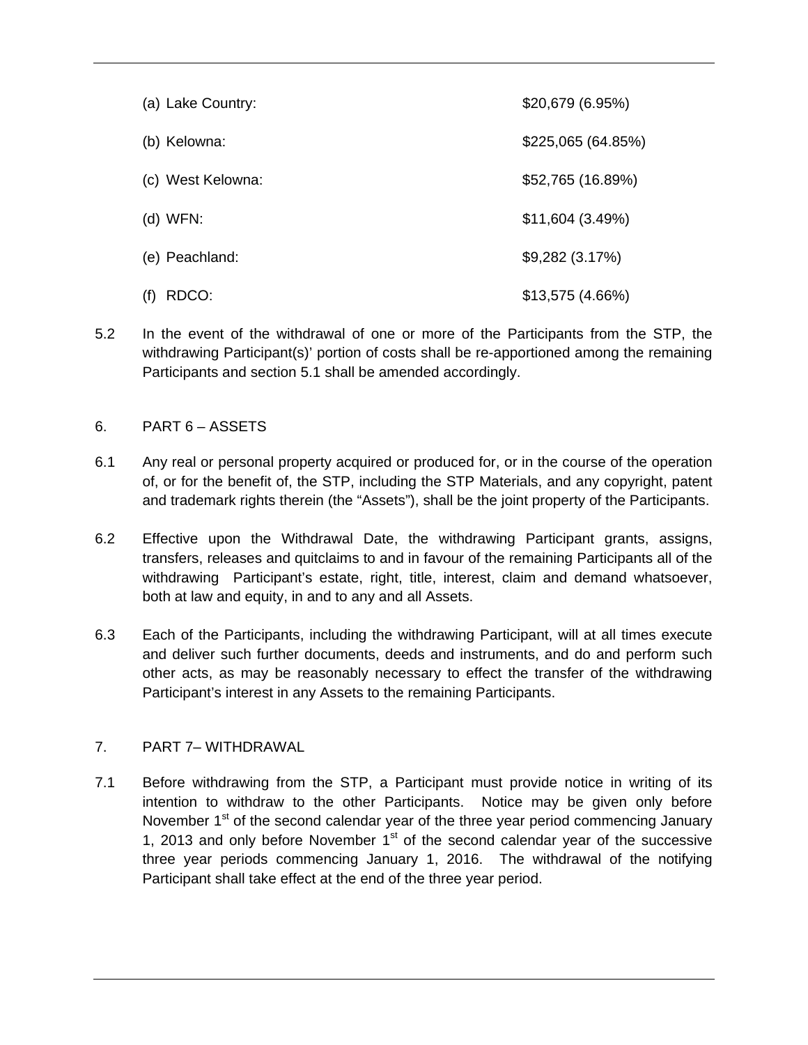(a) Lake Country: $20,679 (6.95%)

(b) Kelowna: $225,065 (64.85%)

(c) West Kelowna: $52,765 (16.89%)

(d) WFN: $11,604 (3.49%)

(e) Peachland: $9,282 (3.17%)

(f) RDCO: $13,575 (4.66%)

5.2 In the event of the withdrawal of one or more of the Participants from the STP, the withdrawing Participant(s)' portion of costs shall be re-apportioned among the remaining Participants and section 5.1 shall be amended accordingly.

## 6. PART 6 – ASSETS

6.1 Any real or personal property acquired or produced for, or in the course of the operation of, or for the benefit of, the STP, including the STP Materials, and any copyright, patent and trademark rights therein (the "Assets"), shall be the joint property of the Participants.

6.2 Effective upon the Withdrawal Date, the withdrawing Participant grants, assigns, transfers, releases and quitclaims to and in favour of the remaining Participants all of the withdrawing Participant's estate, right, title, interest, claim and demand whatsoever, both at law and equity, in and to any and all Assets.

6.3 Each of the Participants, including the withdrawing Participant, will at all times execute and deliver such further documents, deeds and instruments, and do and perform such other acts, as may be reasonably necessary to effect the transfer of the withdrawing Participant's interest in any Assets to the remaining Participants.

## 7. PART 7– WITHDRAWAL

7.1 Before withdrawing from the STP, a Participant must provide notice in writing of its intention to withdraw to the other Participants. Notice may be given only before November 1st of the second calendar year of the three year period commencing January 1, 2013 and only before November 1st of the second calendar year of the successive three year periods commencing January 1, 2016. The withdrawal of the notifying Participant shall take effect at the end of the three year period.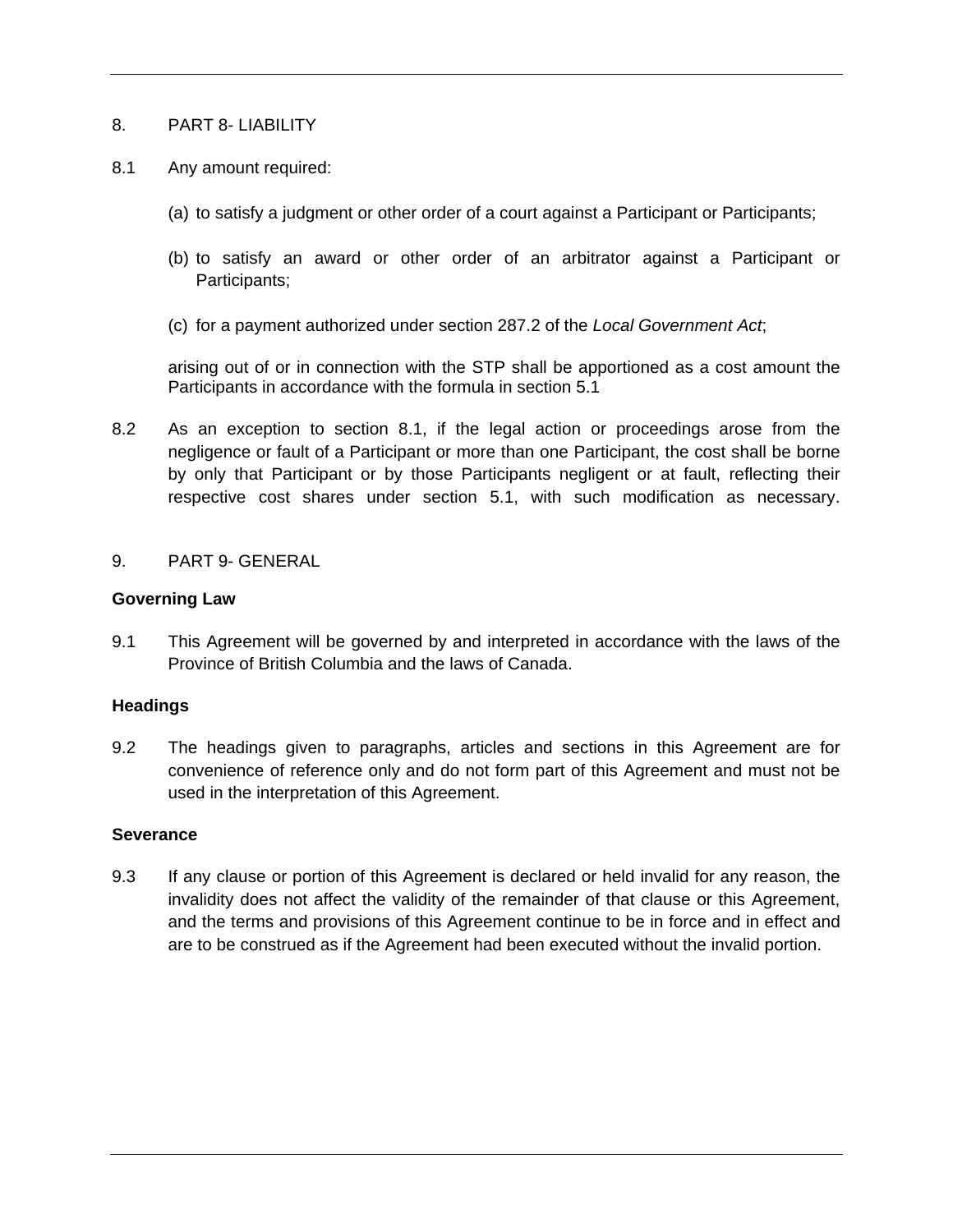8. PART 8- LIABILITY

8.1 Any amount required:

(a) to satisfy a judgment or other order of a court against a Participant or Participants;

(b) to satisfy an award or other order of an arbitrator against a Participant or Participants;

(c) for a payment authorized under section 287.2 of the *Local Government Act*;

arising out of or in connection with the STP shall be apportioned as a cost amount the Participants in accordance with the formula in section 5.1

8.2 As an exception to section 8.1, if the legal action or proceedings arose from the negligence or fault of a Participant or more than one Participant, the cost shall be borne by only that Participant or by those Participants negligent or at fault, reflecting their respective cost shares under section 5.1, with such modification as necessary.

9. PART 9- GENERAL

**Governing Law**

9.1 This Agreement will be governed by and interpreted in accordance with the laws of the Province of British Columbia and the laws of Canada.

**Headings**

9.2 The headings given to paragraphs, articles and sections in this Agreement are for convenience of reference only and do not form part of this Agreement and must not be used in the interpretation of this Agreement.

**Severance**

9.3 If any clause or portion of this Agreement is declared or held invalid for any reason, the invalidity does not affect the validity of the remainder of that clause or this Agreement, and the terms and provisions of this Agreement continue to be in force and in effect and are to be construed as if the Agreement had been executed without the invalid portion.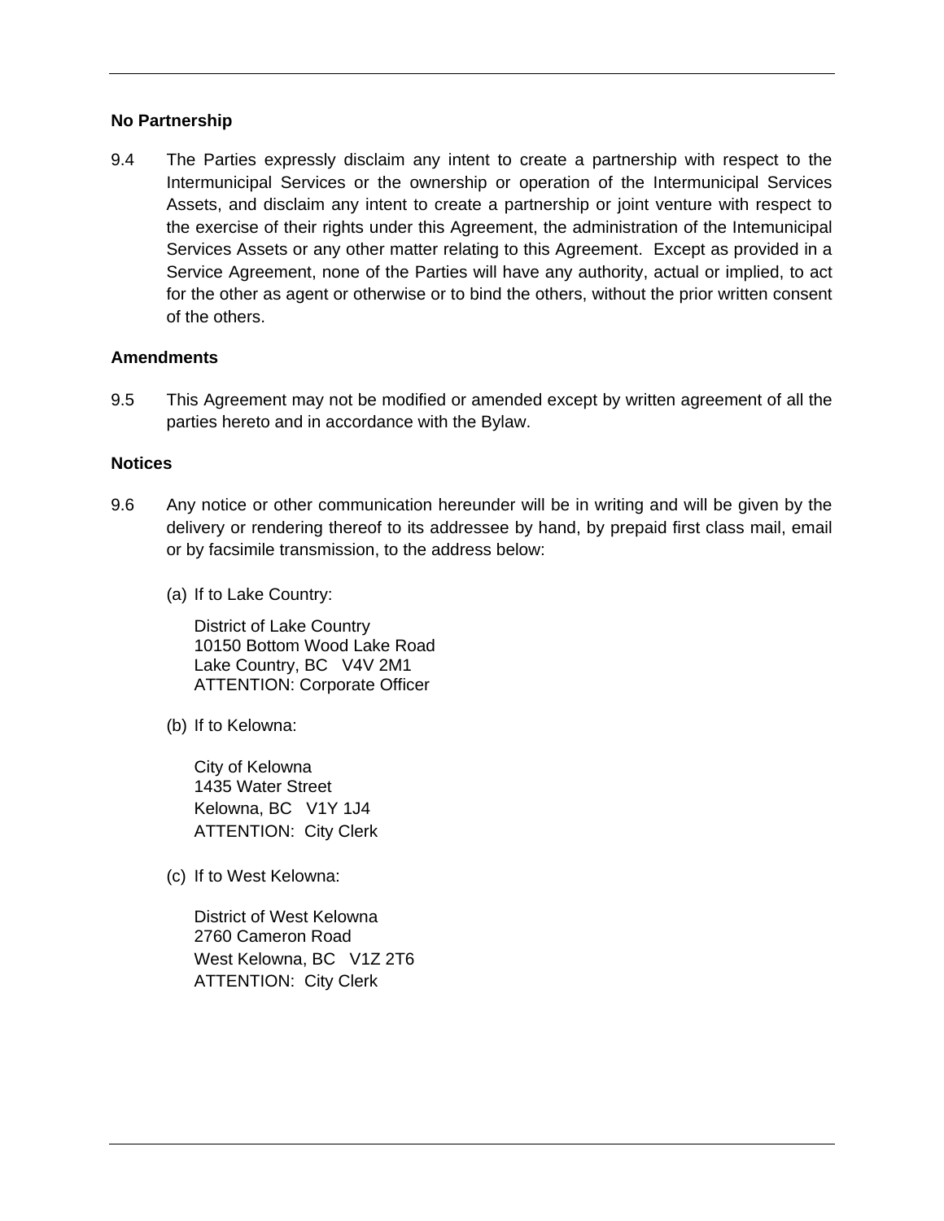**No Partnership**

9.4 The Parties expressly disclaim any intent to create a partnership with respect to the Intermunicipal Services or the ownership or operation of the Intermunicipal Services Assets, and disclaim any intent to create a partnership or joint venture with respect to the exercise of their rights under this Agreement, the administration of the Intemunicipal Services Assets or any other matter relating to this Agreement. Except as provided in a Service Agreement, none of the Parties will have any authority, actual or implied, to act for the other as agent or otherwise or to bind the others, without the prior written consent of the others.

**Amendments**

9.5 This Agreement may not be modified or amended except by written agreement of all the parties hereto and in accordance with the Bylaw.

**Notices**

9.6 Any notice or other communication hereunder will be in writing and will be given by the delivery or rendering thereof to its addressee by hand, by prepaid first class mail, email or by facsimile transmission, to the address below:

(a) If to Lake Country:

District of Lake Country
10150 Bottom Wood Lake Road
Lake Country, BC V4V 2M1
ATTENTION: Corporate Officer

(b) If to Kelowna:

City of Kelowna
1435 Water Street
Kelowna, BC V1Y 1J4
ATTENTION: City Clerk

(c) If to West Kelowna:

District of West Kelowna
2760 Cameron Road
West Kelowna, BC V1Z 2T6
ATTENTION: City Clerk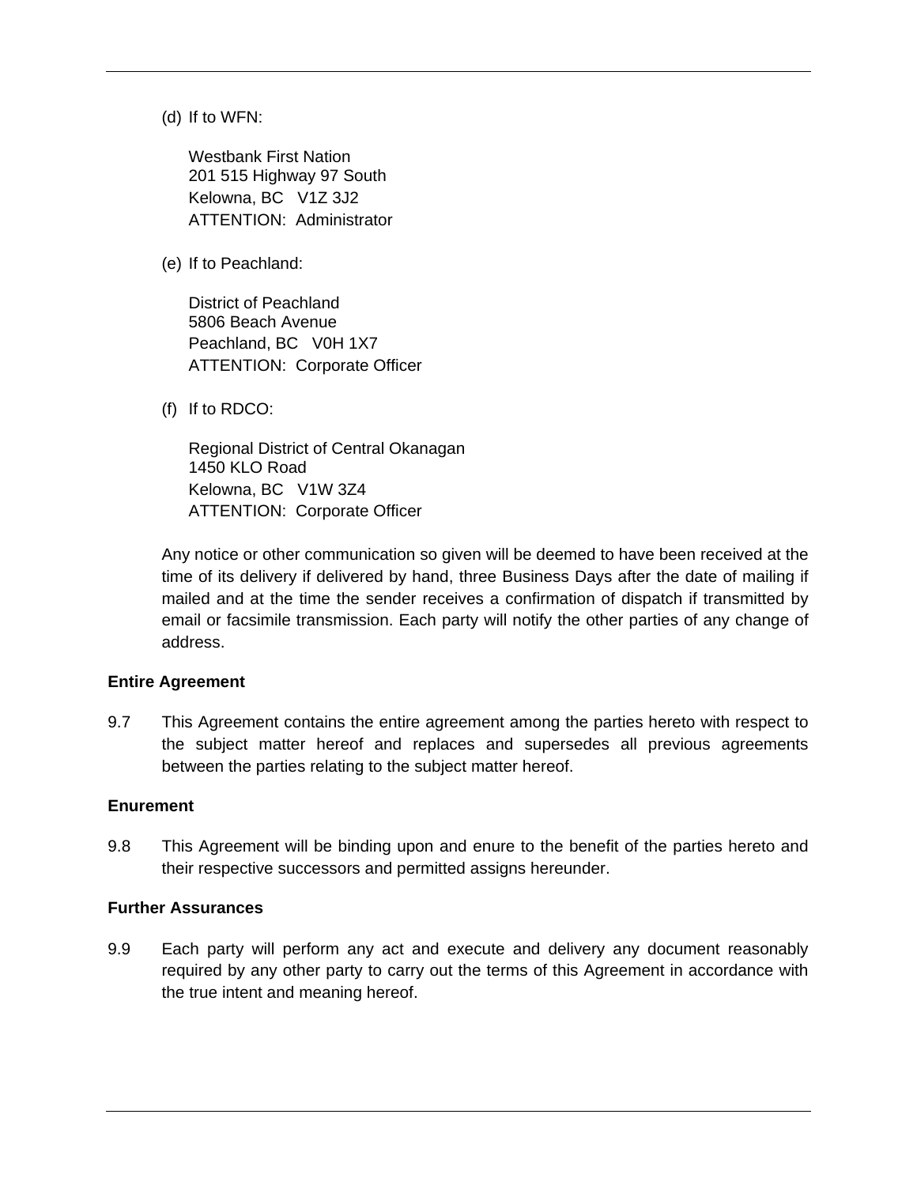(d) If to WFN:

Westbank First Nation
201 515 Highway 97 South
Kelowna, BC V1Z 3J2
ATTENTION: Administrator

(e) If to Peachland:

District of Peachland
5806 Beach Avenue
Peachland, BC V0H 1X7
ATTENTION: Corporate Officer

(f) If to RDCO:

Regional District of Central Okanagan
1450 KLO Road
Kelowna, BC V1W 3Z4
ATTENTION: Corporate Officer

Any notice or other communication so given will be deemed to have been received at the time of its delivery if delivered by hand, three Business Days after the date of mailing if mailed and at the time the sender receives a confirmation of dispatch if transmitted by email or facsimile transmission. Each party will notify the other parties of any change of address.

**Entire Agreement**

9.7 This Agreement contains the entire agreement among the parties hereto with respect to the subject matter hereof and replaces and supersedes all previous agreements between the parties relating to the subject matter hereof.

**Enurement**

9.8 This Agreement will be binding upon and enure to the benefit of the parties hereto and their respective successors and permitted assigns hereunder.

**Further Assurances**

9.9 Each party will perform any act and execute and delivery any document reasonably required by any other party to carry out the terms of this Agreement in accordance with the true intent and meaning hereof.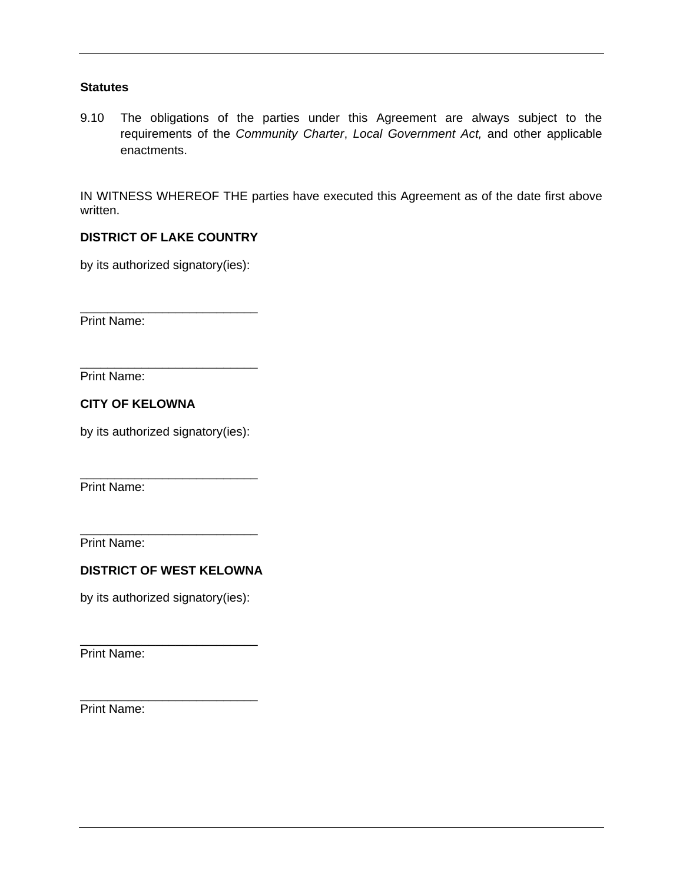**Statutes**

9.10 The obligations of the parties under this Agreement are always subject to the requirements of the *Community Charter*, *Local Government Act,* and other applicable enactments.

IN WITNESS WHEREOF THE parties have executed this Agreement as of the date first above written.

**DISTRICT OF LAKE COUNTRY**

by its authorized signatory(ies):

___________________________
Print Name:

___________________________
Print Name:

**CITY OF KELOWNA**

by its authorized signatory(ies):

___________________________
Print Name:

___________________________
Print Name:

**DISTRICT OF WEST KELOWNA**

by its authorized signatory(ies):

___________________________
Print Name:

___________________________
Print Name: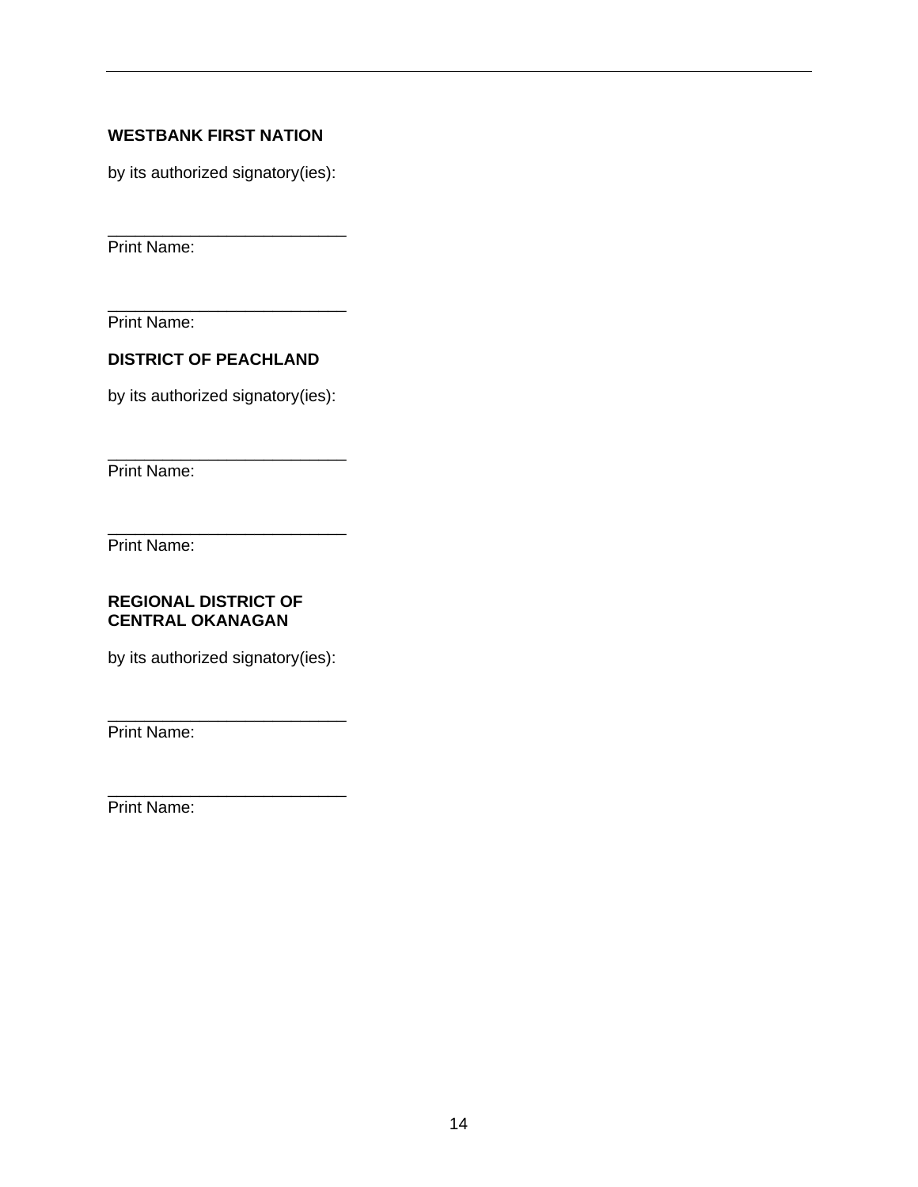**WESTBANK FIRST NATION**

by its authorized signatory(ies):

___________________________
Print Name:

___________________________
Print Name:

**DISTRICT OF PEACHLAND**

by its authorized signatory(ies):

___________________________
Print Name:

___________________________
Print Name:

**REGIONAL DISTRICT OF CENTRAL OKANAGAN**

by its authorized signatory(ies):

___________________________
Print Name:

___________________________
Print Name: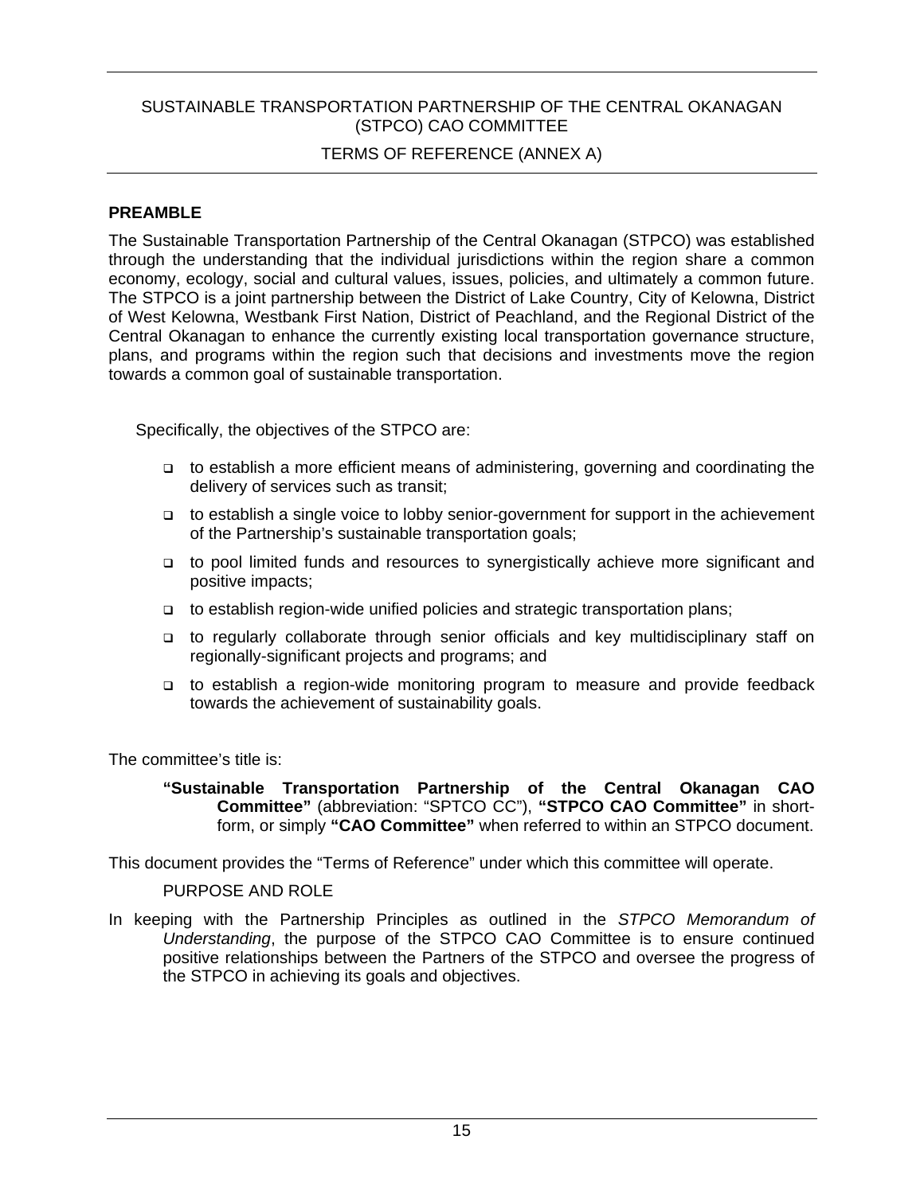# SUSTAINABLE TRANSPORTATION PARTNERSHIP OF THE CENTRAL OKANAGAN (STPCO) CAO COMMITTEE

## TERMS OF REFERENCE (ANNEX A)

**PREAMBLE**

The Sustainable Transportation Partnership of the Central Okanagan (STPCO) was established through the understanding that the individual jurisdictions within the region share a common economy, ecology, social and cultural values, issues, policies, and ultimately a common future. The STPCO is a joint partnership between the District of Lake Country, City of Kelowna, District of West Kelowna, Westbank First Nation, District of Peachland, and the Regional District of the Central Okanagan to enhance the currently existing local transportation governance structure, plans, and programs within the region such that decisions and investments move the region towards a common goal of sustainable transportation.

Specifically, the objectives of the STPCO are:

- to establish a more efficient means of administering, governing and coordinating the delivery of services such as transit;
- to establish a single voice to lobby senior-government for support in the achievement of the Partnership's sustainable transportation goals;
- to pool limited funds and resources to synergistically achieve more significant and positive impacts;
- to establish region-wide unified policies and strategic transportation plans;
- to regularly collaborate through senior officials and key multidisciplinary staff on regionally-significant projects and programs; and
- to establish a region-wide monitoring program to measure and provide feedback towards the achievement of sustainability goals.

The committee's title is:

> **"Sustainable Transportation Partnership of the Central Okanagan CAO Committee"** (abbreviation: "SPTCO CC"), **"STPCO CAO Committee"** in short-form, or simply **"CAO Committee"** when referred to within an STPCO document.

This document provides the "Terms of Reference" under which this committee will operate.

PURPOSE AND ROLE

In keeping with the Partnership Principles as outlined in the *STPCO Memorandum of Understanding*, the purpose of the STPCO CAO Committee is to ensure continued positive relationships between the Partners of the STPCO and oversee the progress of the STPCO in achieving its goals and objectives.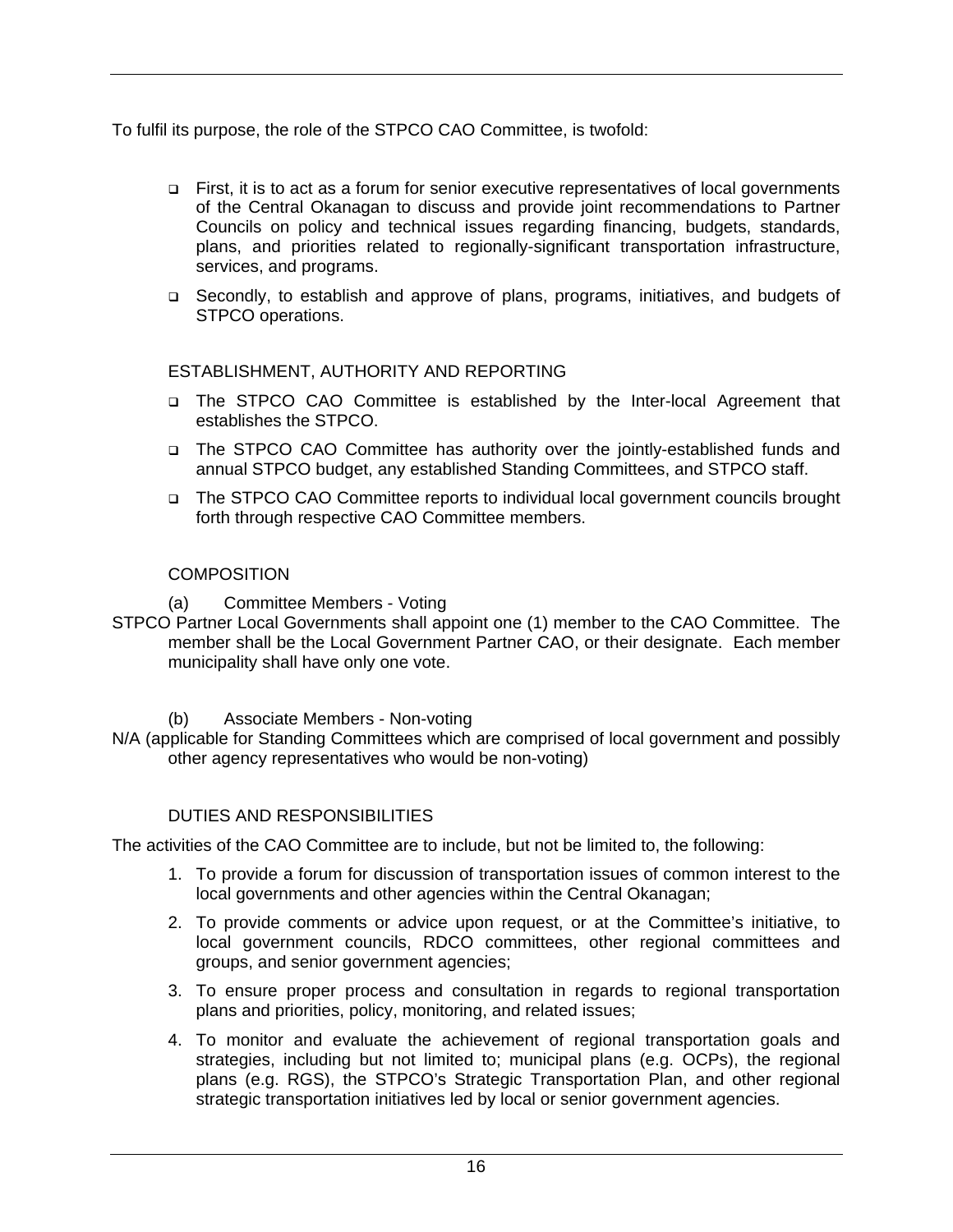To fulfil its purpose, the role of the STPCO CAO Committee, is twofold:

- First, it is to act as a forum for senior executive representatives of local governments of the Central Okanagan to discuss and provide joint recommendations to Partner Councils on policy and technical issues regarding financing, budgets, standards, plans, and priorities related to regionally-significant transportation infrastructure, services, and programs.
- Secondly, to establish and approve of plans, programs, initiatives, and budgets of STPCO operations.

## ESTABLISHMENT, AUTHORITY AND REPORTING

- The STPCO CAO Committee is established by the Inter-local Agreement that establishes the STPCO.
- The STPCO CAO Committee has authority over the jointly-established funds and annual STPCO budget, any established Standing Committees, and STPCO staff.
- The STPCO CAO Committee reports to individual local government councils brought forth through respective CAO Committee members.

## COMPOSITION

(a) Committee Members - Voting

STPCO Partner Local Governments shall appoint one (1) member to the CAO Committee. The member shall be the Local Government Partner CAO, or their designate. Each member municipality shall have only one vote.

(b) Associate Members - Non-voting

N/A (applicable for Standing Committees which are comprised of local government and possibly other agency representatives who would be non-voting)

## DUTIES AND RESPONSIBILITIES

The activities of the CAO Committee are to include, but not be limited to, the following:

1. To provide a forum for discussion of transportation issues of common interest to the local governments and other agencies within the Central Okanagan;
2. To provide comments or advice upon request, or at the Committee's initiative, to local government councils, RDCO committees, other regional committees and groups, and senior government agencies;
3. To ensure proper process and consultation in regards to regional transportation plans and priorities, policy, monitoring, and related issues;
4. To monitor and evaluate the achievement of regional transportation goals and strategies, including but not limited to; municipal plans (e.g. OCPs), the regional plans (e.g. RGS), the STPCO's Strategic Transportation Plan, and other regional strategic transportation initiatives led by local or senior government agencies.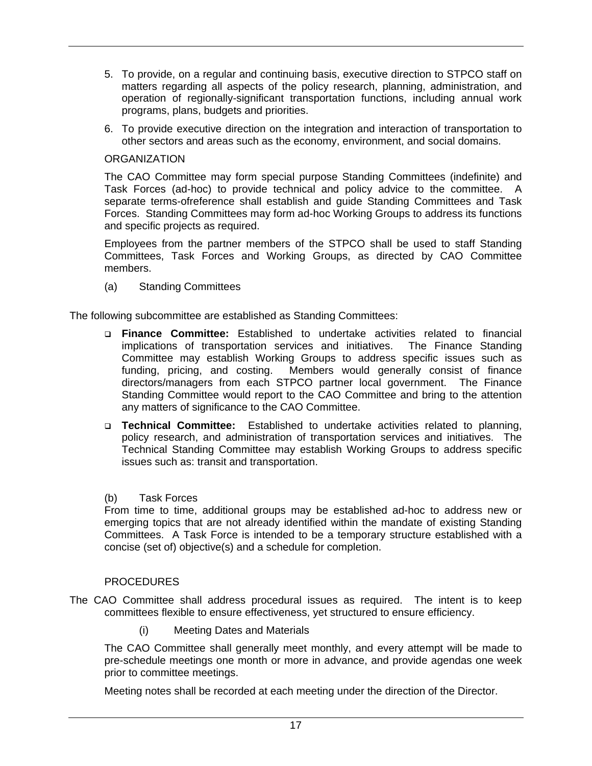5. To provide, on a regular and continuing basis, executive direction to STPCO staff on matters regarding all aspects of the policy research, planning, administration, and operation of regionally-significant transportation functions, including annual work programs, plans, budgets and priorities.
6. To provide executive direction on the integration and interaction of transportation to other sectors and areas such as the economy, environment, and social domains.

ORGANIZATION

The CAO Committee may form special purpose Standing Committees (indefinite) and Task Forces (ad-hoc) to provide technical and policy advice to the committee. A separate terms-ofreference shall establish and guide Standing Committees and Task Forces. Standing Committees may form ad-hoc Working Groups to address its functions and specific projects as required.

Employees from the partner members of the STPCO shall be used to staff Standing Committees, Task Forces and Working Groups, as directed by CAO Committee members.

(a) Standing Committees

The following subcommittee are established as Standing Committees:

- **Finance Committee:** Established to undertake activities related to financial implications of transportation services and initiatives. The Finance Standing Committee may establish Working Groups to address specific issues such as funding, pricing, and costing. Members would generally consist of finance directors/managers from each STPCO partner local government. The Finance Standing Committee would report to the CAO Committee and bring to the attention any matters of significance to the CAO Committee.
- **Technical Committee:** Established to undertake activities related to planning, policy research, and administration of transportation services and initiatives. The Technical Standing Committee may establish Working Groups to address specific issues such as: transit and transportation.

(b) Task Forces

From time to time, additional groups may be established ad-hoc to address new or emerging topics that are not already identified within the mandate of existing Standing Committees. A Task Force is intended to be a temporary structure established with a concise (set of) objective(s) and a schedule for completion.

PROCEDURES

The CAO Committee shall address procedural issues as required. The intent is to keep committees flexible to ensure effectiveness, yet structured to ensure efficiency.

(i) Meeting Dates and Materials

The CAO Committee shall generally meet monthly, and every attempt will be made to pre-schedule meetings one month or more in advance, and provide agendas one week prior to committee meetings.

Meeting notes shall be recorded at each meeting under the direction of the Director.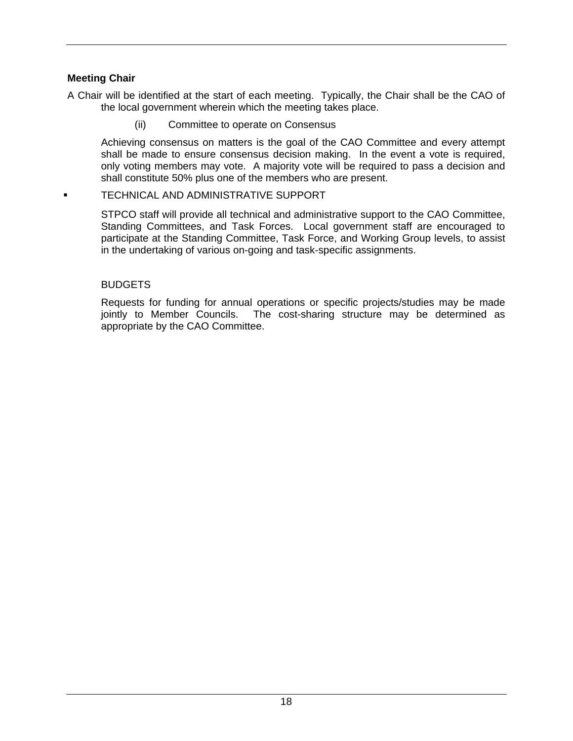**Meeting Chair**

A Chair will be identified at the start of each meeting. Typically, the Chair shall be the CAO of the local government wherein which the meeting takes place.

(ii) Committee to operate on Consensus

Achieving consensus on matters is the goal of the CAO Committee and every attempt shall be made to ensure consensus decision making. In the event a vote is required, only voting members may vote. A majority vote will be required to pass a decision and shall constitute 50% plus one of the members who are present.

- TECHNICAL AND ADMINISTRATIVE SUPPORT

STPCO staff will provide all technical and administrative support to the CAO Committee, Standing Committees, and Task Forces. Local government staff are encouraged to participate at the Standing Committee, Task Force, and Working Group levels, to assist in the undertaking of various on-going and task-specific assignments.

BUDGETS

Requests for funding for annual operations or specific projects/studies may be made jointly to Member Councils. The cost-sharing structure may be determined as appropriate by the CAO Committee.